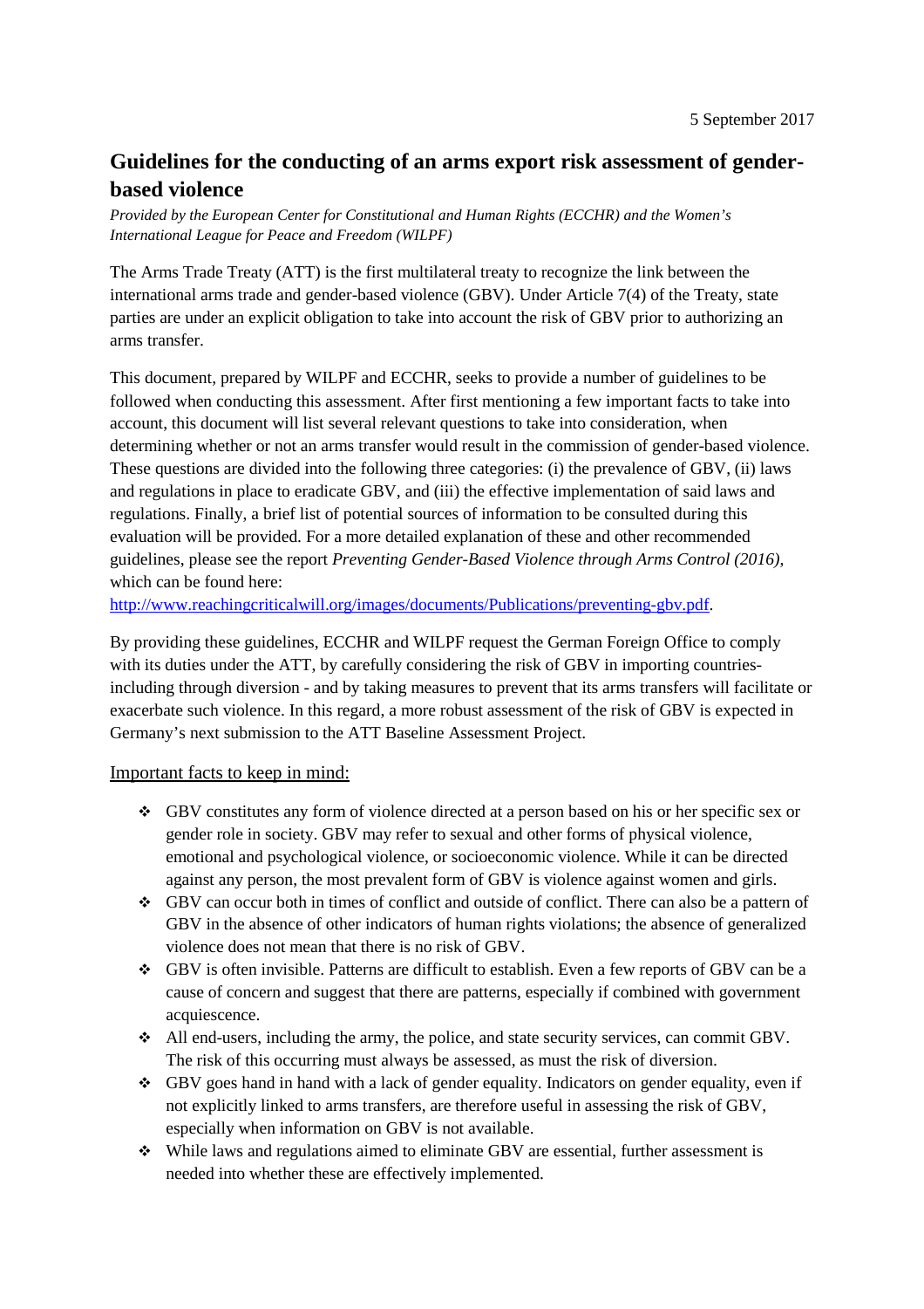5 September 2017

# Guidelines for the conducting of an arms export risk assessment of gender-based violence

*Provided by the European Center for Constitutional and Human Rights (ECCHR) and the Women's International League for Peace and Freedom (WILPF)*

The Arms Trade Treaty (ATT) is the first multilateral treaty to recognize the link between the international arms trade and gender-based violence (GBV). Under Article 7(4) of the Treaty, state parties are under an explicit obligation to take into account the risk of GBV prior to authorizing an arms transfer.

This document, prepared by WILPF and ECCHR, seeks to provide a number of guidelines to be followed when conducting this assessment. After first mentioning a few important facts to take into account, this document will list several relevant questions to take into consideration, when determining whether or not an arms transfer would result in the commission of gender-based violence. These questions are divided into the following three categories: (i) the prevalence of GBV, (ii) laws and regulations in place to eradicate GBV, and (iii) the effective implementation of said laws and regulations. Finally, a brief list of potential sources of information to be consulted during this evaluation will be provided. For a more detailed explanation of these and other recommended guidelines, please see the report *Preventing Gender-Based Violence through Arms Control (2016)*, which can be found here: http://www.reachingcriticalwill.org/images/documents/Publications/preventing-gbv.pdf.

By providing these guidelines, ECCHR and WILPF request the German Foreign Office to comply with its duties under the ATT, by carefully considering the risk of GBV in importing countries- including through diversion - and by taking measures to prevent that its arms transfers will facilitate or exacerbate such violence. In this regard, a more robust assessment of the risk of GBV is expected in Germany's next submission to the ATT Baseline Assessment Project.

## Important facts to keep in mind:

- GBV constitutes any form of violence directed at a person based on his or her specific sex or gender role in society. GBV may refer to sexual and other forms of physical violence, emotional and psychological violence, or socioeconomic violence. While it can be directed against any person, the most prevalent form of GBV is violence against women and girls.
- GBV can occur both in times of conflict and outside of conflict. There can also be a pattern of GBV in the absence of other indicators of human rights violations; the absence of generalized violence does not mean that there is no risk of GBV.
- GBV is often invisible. Patterns are difficult to establish. Even a few reports of GBV can be a cause of concern and suggest that there are patterns, especially if combined with government acquiescence.
- All end-users, including the army, the police, and state security services, can commit GBV. The risk of this occurring must always be assessed, as must the risk of diversion.
- GBV goes hand in hand with a lack of gender equality. Indicators on gender equality, even if not explicitly linked to arms transfers, are therefore useful in assessing the risk of GBV, especially when information on GBV is not available.
- While laws and regulations aimed to eliminate GBV are essential, further assessment is needed into whether these are effectively implemented.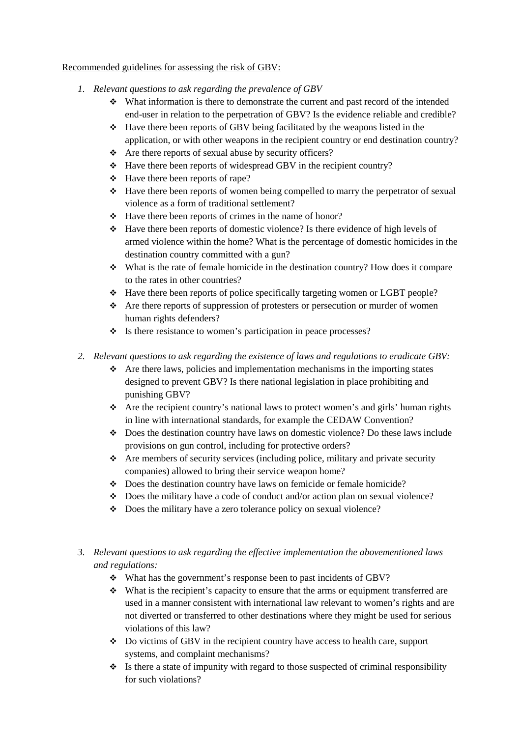Recommended guidelines for assessing the risk of GBV:

1. *Relevant questions to ask regarding the prevalence of GBV*
   - What information is there to demonstrate the current and past record of the intended end-user in relation to the perpetration of GBV? Is the evidence reliable and credible?
   - Have there been reports of GBV being facilitated by the weapons listed in the application, or with other weapons in the recipient country or end destination country?
   - Are there reports of sexual abuse by security officers?
   - Have there been reports of widespread GBV in the recipient country?
   - Have there been reports of rape?
   - Have there been reports of women being compelled to marry the perpetrator of sexual violence as a form of traditional settlement?
   - Have there been reports of crimes in the name of honor?
   - Have there been reports of domestic violence? Is there evidence of high levels of armed violence within the home? What is the percentage of domestic homicides in the destination country committed with a gun?
   - What is the rate of female homicide in the destination country? How does it compare to the rates in other countries?
   - Have there been reports of police specifically targeting women or LGBT people?
   - Are there reports of suppression of protesters or persecution or murder of women human rights defenders?
   - Is there resistance to women's participation in peace processes?

2. *Relevant questions to ask regarding the existence of laws and regulations to eradicate GBV:*
   - Are there laws, policies and implementation mechanisms in the importing states designed to prevent GBV? Is there national legislation in place prohibiting and punishing GBV?
   - Are the recipient country's national laws to protect women's and girls' human rights in line with international standards, for example the CEDAW Convention?
   - Does the destination country have laws on domestic violence? Do these laws include provisions on gun control, including for protective orders?
   - Are members of security services (including police, military and private security companies) allowed to bring their service weapon home?
   - Does the destination country have laws on femicide or female homicide?
   - Does the military have a code of conduct and/or action plan on sexual violence?
   - Does the military have a zero tolerance policy on sexual violence?

3. *Relevant questions to ask regarding the effective implementation the abovementioned laws and regulations:*
   - What has the government's response been to past incidents of GBV?
   - What is the recipient's capacity to ensure that the arms or equipment transferred are used in a manner consistent with international law relevant to women's rights and are not diverted or transferred to other destinations where they might be used for serious violations of this law?
   - Do victims of GBV in the recipient country have access to health care, support systems, and complaint mechanisms?
   - Is there a state of impunity with regard to those suspected of criminal responsibility for such violations?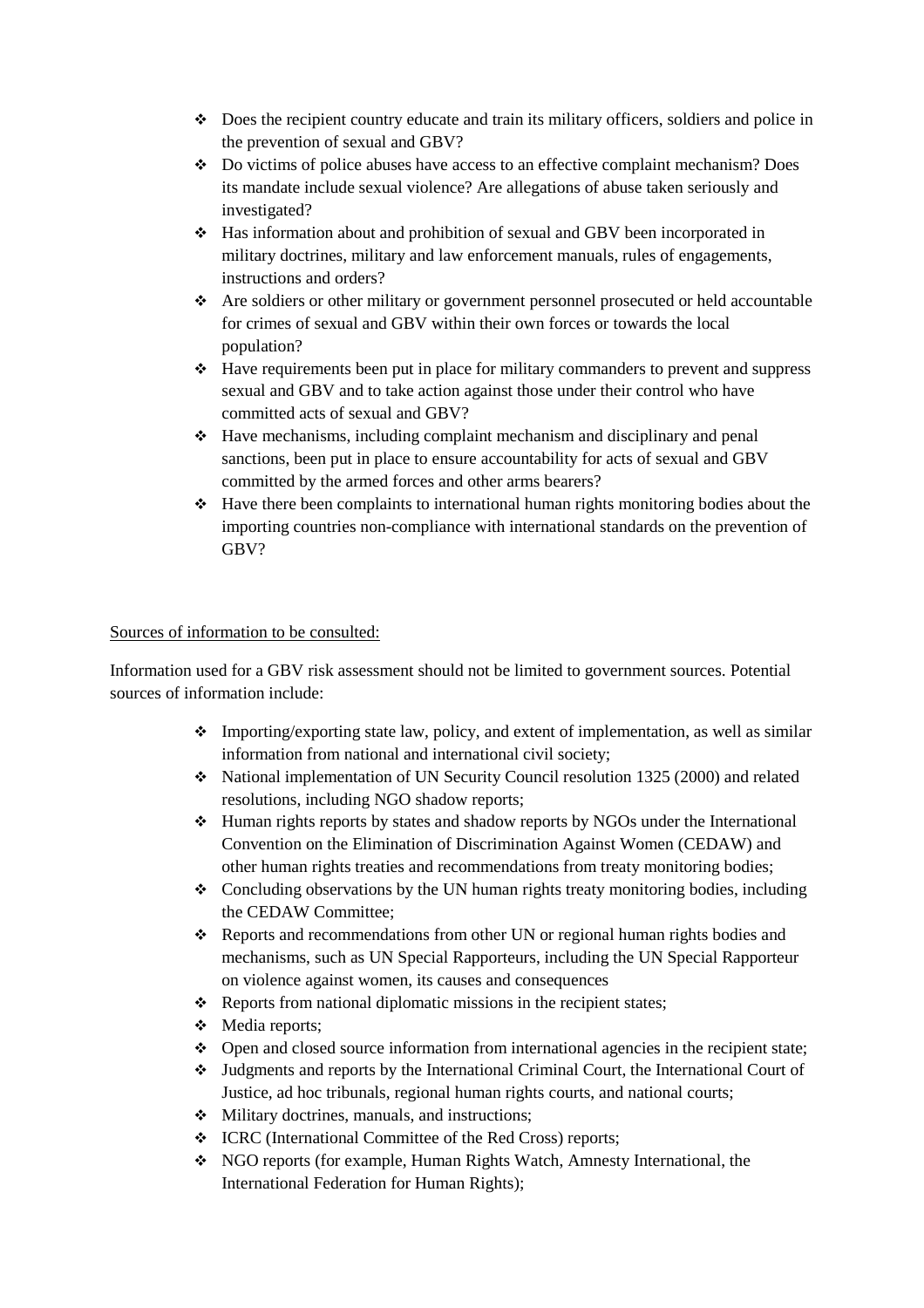- Does the recipient country educate and train its military officers, soldiers and police in the prevention of sexual and GBV?
- Do victims of police abuses have access to an effective complaint mechanism? Does its mandate include sexual violence? Are allegations of abuse taken seriously and investigated?
- Has information about and prohibition of sexual and GBV been incorporated in military doctrines, military and law enforcement manuals, rules of engagements, instructions and orders?
- Are soldiers or other military or government personnel prosecuted or held accountable for crimes of sexual and GBV within their own forces or towards the local population?
- Have requirements been put in place for military commanders to prevent and suppress sexual and GBV and to take action against those under their control who have committed acts of sexual and GBV?
- Have mechanisms, including complaint mechanism and disciplinary and penal sanctions, been put in place to ensure accountability for acts of sexual and GBV committed by the armed forces and other arms bearers?
- Have there been complaints to international human rights monitoring bodies about the importing countries non-compliance with international standards on the prevention of GBV?

<u>Sources of information to be consulted:</u>

Information used for a GBV risk assessment should not be limited to government sources. Potential sources of information include:

- Importing/exporting state law, policy, and extent of implementation, as well as similar information from national and international civil society;
- National implementation of UN Security Council resolution 1325 (2000) and related resolutions, including NGO shadow reports;
- Human rights reports by states and shadow reports by NGOs under the International Convention on the Elimination of Discrimination Against Women (CEDAW) and other human rights treaties and recommendations from treaty monitoring bodies;
- Concluding observations by the UN human rights treaty monitoring bodies, including the CEDAW Committee;
- Reports and recommendations from other UN or regional human rights bodies and mechanisms, such as UN Special Rapporteurs, including the UN Special Rapporteur on violence against women, its causes and consequences
- Reports from national diplomatic missions in the recipient states;
- Media reports;
- Open and closed source information from international agencies in the recipient state;
- Judgments and reports by the International Criminal Court, the International Court of Justice, ad hoc tribunals, regional human rights courts, and national courts;
- Military doctrines, manuals, and instructions;
- ICRC (International Committee of the Red Cross) reports;
- NGO reports (for example, Human Rights Watch, Amnesty International, the International Federation for Human Rights);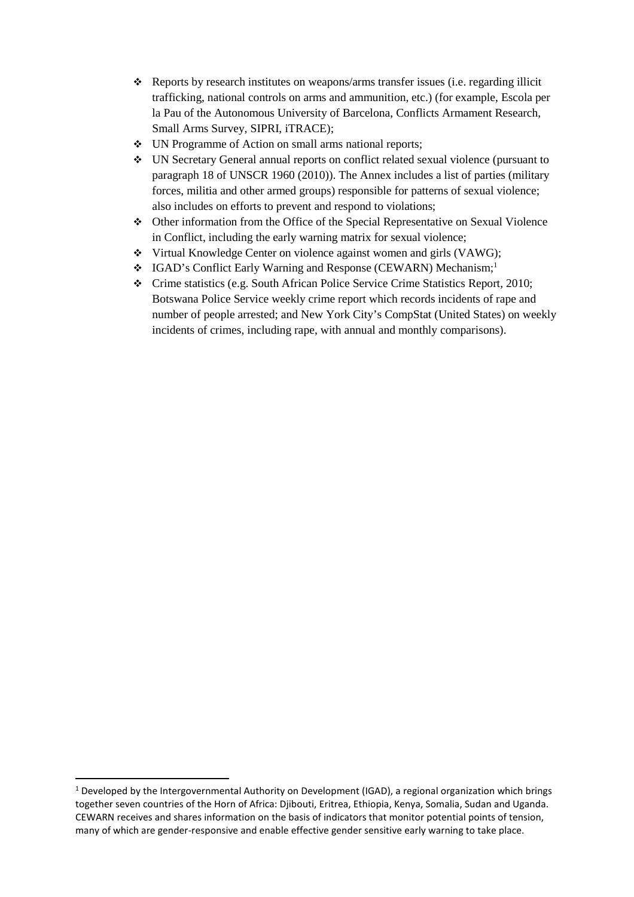- Reports by research institutes on weapons/arms transfer issues (i.e. regarding illicit trafficking, national controls on arms and ammunition, etc.) (for example, Escola per la Pau of the Autonomous University of Barcelona, Conflicts Armament Research, Small Arms Survey, SIPRI, iTRACE);
- UN Programme of Action on small arms national reports;
- UN Secretary General annual reports on conflict related sexual violence (pursuant to paragraph 18 of UNSCR 1960 (2010)). The Annex includes a list of parties (military forces, militia and other armed groups) responsible for patterns of sexual violence; also includes on efforts to prevent and respond to violations;
- Other information from the Office of the Special Representative on Sexual Violence in Conflict, including the early warning matrix for sexual violence;
- Virtual Knowledge Center on violence against women and girls (VAWG);
- IGAD's Conflict Early Warning and Response (CEWARN) Mechanism;[1]
- Crime statistics (e.g. South African Police Service Crime Statistics Report, 2010; Botswana Police Service weekly crime report which records incidents of rape and number of people arrested; and New York City's CompStat (United States) on weekly incidents of crimes, including rape, with annual and monthly comparisons).

[1] Developed by the Intergovernmental Authority on Development (IGAD), a regional organization which brings together seven countries of the Horn of Africa: Djibouti, Eritrea, Ethiopia, Kenya, Somalia, Sudan and Uganda. CEWARN receives and shares information on the basis of indicators that monitor potential points of tension, many of which are gender-responsive and enable effective gender sensitive early warning to take place.